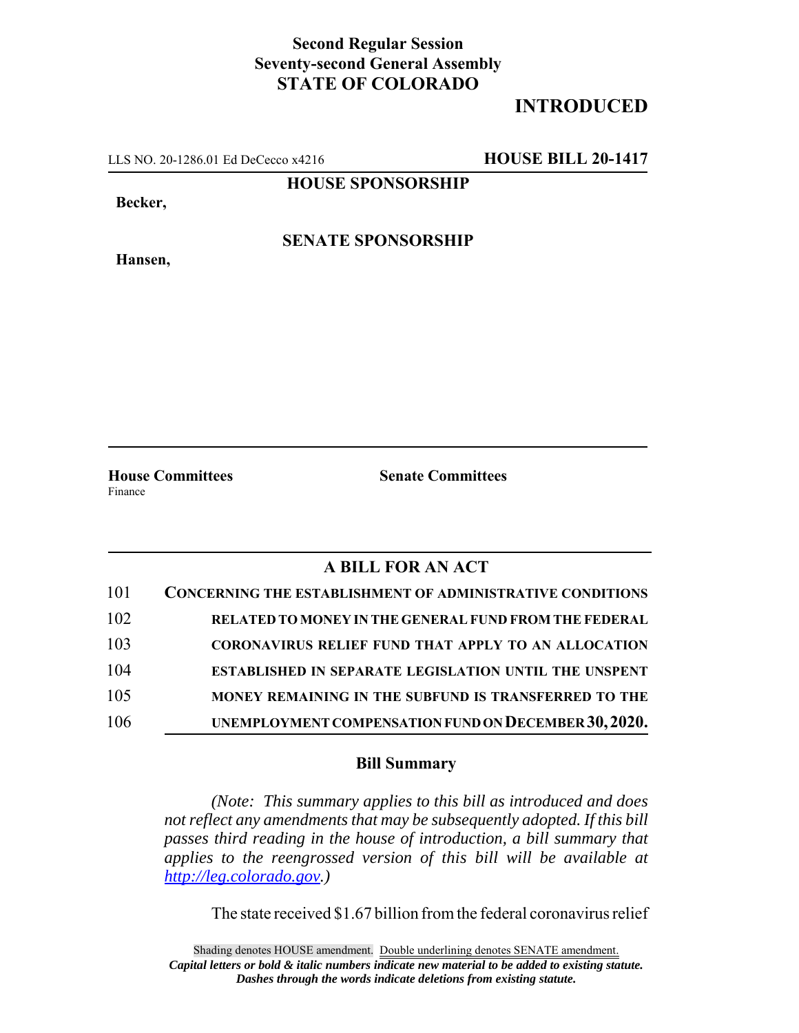**Second Regular Session**
**Seventy-second General Assembly**
**STATE OF COLORADO**

# INTRODUCED

LLS NO. 20-1286.01 Ed DeCecco x4216 **HOUSE BILL 20-1417**

**HOUSE SPONSORSHIP**

**Becker,**

**SENATE SPONSORSHIP**

**Hansen,**

**House Committees**
Finance

**Senate Committees**

## A BILL FOR AN ACT

101 **CONCERNING THE ESTABLISHMENT OF ADMINISTRATIVE CONDITIONS**
102 **RELATED TO MONEY IN THE GENERAL FUND FROM THE FEDERAL**
103 **CORONAVIRUS RELIEF FUND THAT APPLY TO AN ALLOCATION**
104 **ESTABLISHED IN SEPARATE LEGISLATION UNTIL THE UNSPENT**
105 **MONEY REMAINING IN THE SUBFUND IS TRANSFERRED TO THE**
106 **UNEMPLOYMENT COMPENSATION FUND ON DECEMBER 30, 2020.**

### Bill Summary

*(Note: This summary applies to this bill as introduced and does not reflect any amendments that may be subsequently adopted. If this bill passes third reading in the house of introduction, a bill summary that applies to the reengrossed version of this bill will be available at http://leg.colorado.gov.)*

The state received $1.67 billion from the federal coronavirus relief

Shading denotes HOUSE amendment. Double underlining denotes SENATE amendment.
***Capital letters or bold & italic numbers indicate new material to be added to existing statute.***
***Dashes through the words indicate deletions from existing statute.***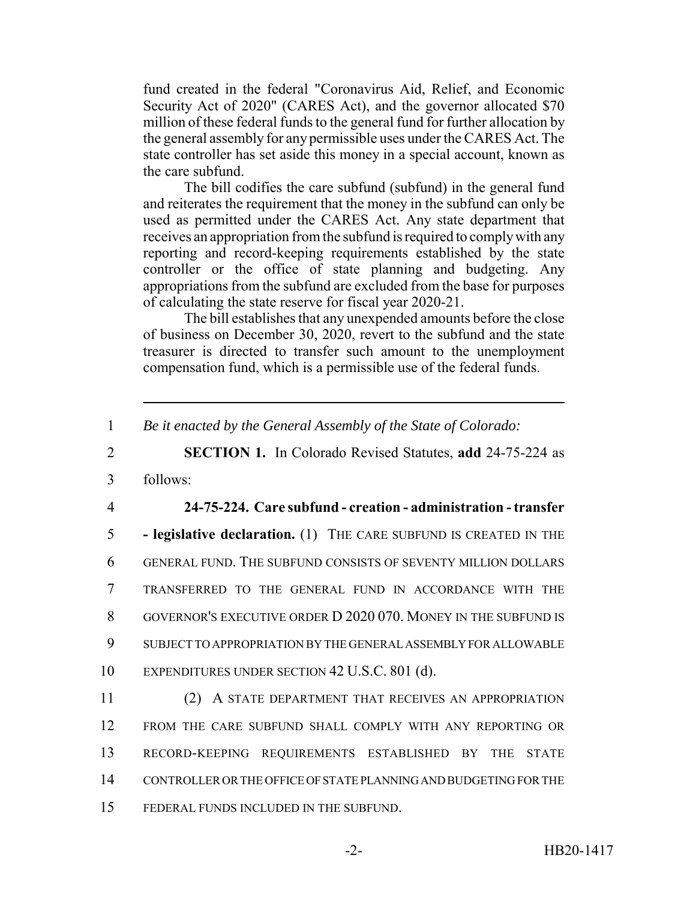fund created in the federal "Coronavirus Aid, Relief, and Economic Security Act of 2020" (CARES Act), and the governor allocated $70 million of these federal funds to the general fund for further allocation by the general assembly for any permissible uses under the CARES Act. The state controller has set aside this money in a special account, known as the care subfund.

The bill codifies the care subfund (subfund) in the general fund and reiterates the requirement that the money in the subfund can only be used as permitted under the CARES Act. Any state department that receives an appropriation from the subfund is required to comply with any reporting and record-keeping requirements established by the state controller or the office of state planning and budgeting. Any appropriations from the subfund are excluded from the base for purposes of calculating the state reserve for fiscal year 2020-21.

The bill establishes that any unexpended amounts before the close of business on December 30, 2020, revert to the subfund and the state treasurer is directed to transfer such amount to the unemployment compensation fund, which is a permissible use of the federal funds.

---

1 *Be it enacted by the General Assembly of the State of Colorado:*

2 **SECTION 1.** In Colorado Revised Statutes, **add** 24-75-224 as
3 follows:

4 **24-75-224. Care subfund - creation - administration - transfer**
5 **- legislative declaration.** (1) THE CARE SUBFUND IS CREATED IN THE
6 GENERAL FUND. THE SUBFUND CONSISTS OF SEVENTY MILLION DOLLARS
7 TRANSFERRED TO THE GENERAL FUND IN ACCORDANCE WITH THE
8 GOVERNOR'S EXECUTIVE ORDER D 2020 070. MONEY IN THE SUBFUND IS
9 SUBJECT TO APPROPRIATION BY THE GENERAL ASSEMBLY FOR ALLOWABLE
10 EXPENDITURES UNDER SECTION 42 U.S.C. 801 (d).

11 (2) A STATE DEPARTMENT THAT RECEIVES AN APPROPRIATION
12 FROM THE CARE SUBFUND SHALL COMPLY WITH ANY REPORTING OR
13 RECORD-KEEPING REQUIREMENTS ESTABLISHED BY THE STATE
14 CONTROLLER OR THE OFFICE OF STATE PLANNING AND BUDGETING FOR THE
15 FEDERAL FUNDS INCLUDED IN THE SUBFUND.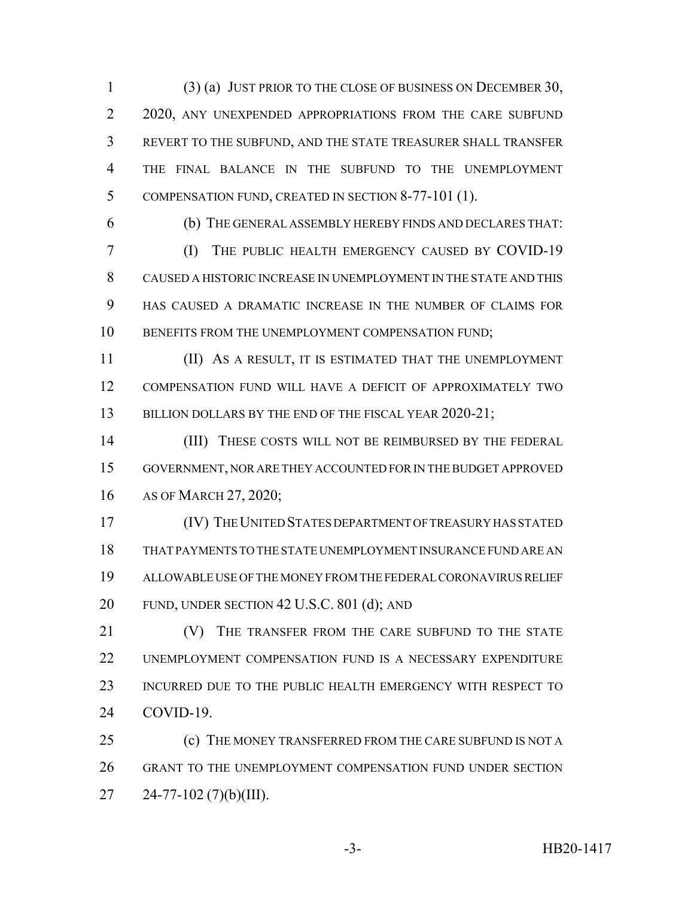(3) (a) JUST PRIOR TO THE CLOSE OF BUSINESS ON DECEMBER 30, 2020, ANY UNEXPENDED APPROPRIATIONS FROM THE CARE SUBFUND REVERT TO THE SUBFUND, AND THE STATE TREASURER SHALL TRANSFER THE FINAL BALANCE IN THE SUBFUND TO THE UNEMPLOYMENT COMPENSATION FUND, CREATED IN SECTION 8-77-101 (1).

(b) THE GENERAL ASSEMBLY HEREBY FINDS AND DECLARES THAT:

(I) THE PUBLIC HEALTH EMERGENCY CAUSED BY COVID-19 CAUSED A HISTORIC INCREASE IN UNEMPLOYMENT IN THE STATE AND THIS HAS CAUSED A DRAMATIC INCREASE IN THE NUMBER OF CLAIMS FOR BENEFITS FROM THE UNEMPLOYMENT COMPENSATION FUND;

(II) AS A RESULT, IT IS ESTIMATED THAT THE UNEMPLOYMENT COMPENSATION FUND WILL HAVE A DEFICIT OF APPROXIMATELY TWO BILLION DOLLARS BY THE END OF THE FISCAL YEAR 2020-21;

(III) THESE COSTS WILL NOT BE REIMBURSED BY THE FEDERAL GOVERNMENT, NOR ARE THEY ACCOUNTED FOR IN THE BUDGET APPROVED AS OF MARCH 27, 2020;

(IV) THE UNITED STATES DEPARTMENT OF TREASURY HAS STATED THAT PAYMENTS TO THE STATE UNEMPLOYMENT INSURANCE FUND ARE AN ALLOWABLE USE OF THE MONEY FROM THE FEDERAL CORONAVIRUS RELIEF FUND, UNDER SECTION 42 U.S.C. 801 (d); AND

(V) THE TRANSFER FROM THE CARE SUBFUND TO THE STATE UNEMPLOYMENT COMPENSATION FUND IS A NECESSARY EXPENDITURE INCURRED DUE TO THE PUBLIC HEALTH EMERGENCY WITH RESPECT TO COVID-19.

(c) THE MONEY TRANSFERRED FROM THE CARE SUBFUND IS NOT A GRANT TO THE UNEMPLOYMENT COMPENSATION FUND UNDER SECTION 24-77-102 (7)(b)(III).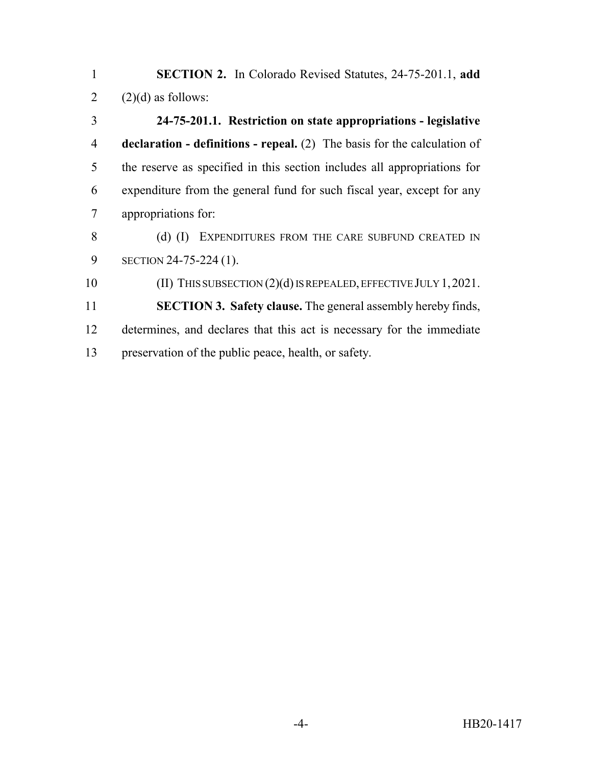**SECTION 2.** In Colorado Revised Statutes, 24-75-201.1, **add** (2)(d) as follows:

**24-75-201.1. Restriction on state appropriations - legislative declaration - definitions - repeal.** (2) The basis for the calculation of the reserve as specified in this section includes all appropriations for expenditure from the general fund for such fiscal year, except for any appropriations for:

(d) (I) EXPENDITURES FROM THE CARE SUBFUND CREATED IN SECTION 24-75-224 (1).

(II) THIS SUBSECTION (2)(d) IS REPEALED, EFFECTIVE JULY 1, 2021.

**SECTION 3. Safety clause.** The general assembly hereby finds, determines, and declares that this act is necessary for the immediate preservation of the public peace, health, or safety.